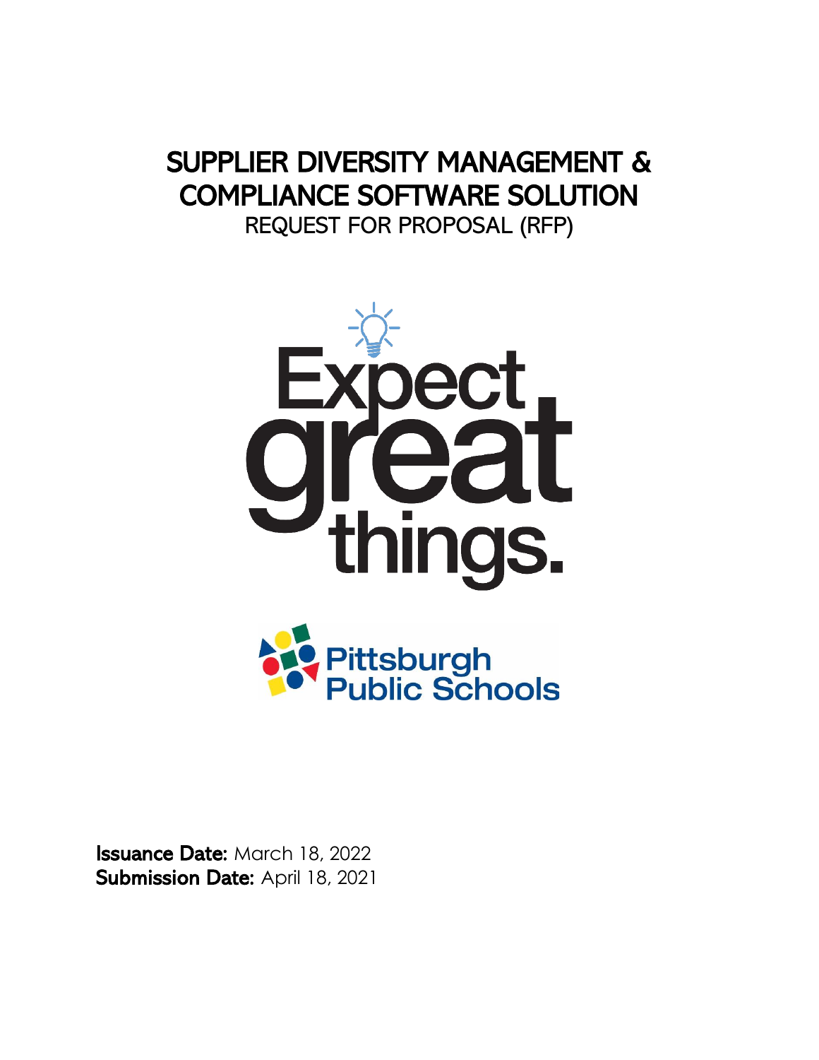# SUPPLIER DIVERSITY MANAGEMENT & COMPLIANCE SOFTWARE SOLUTION

REQUEST FOR PROPOSAL (RFP)

Expect great things.

Pittsburgh Public Schools

**Issuance Date:** March 18, 2022
**Submission Date:** April 18, 2021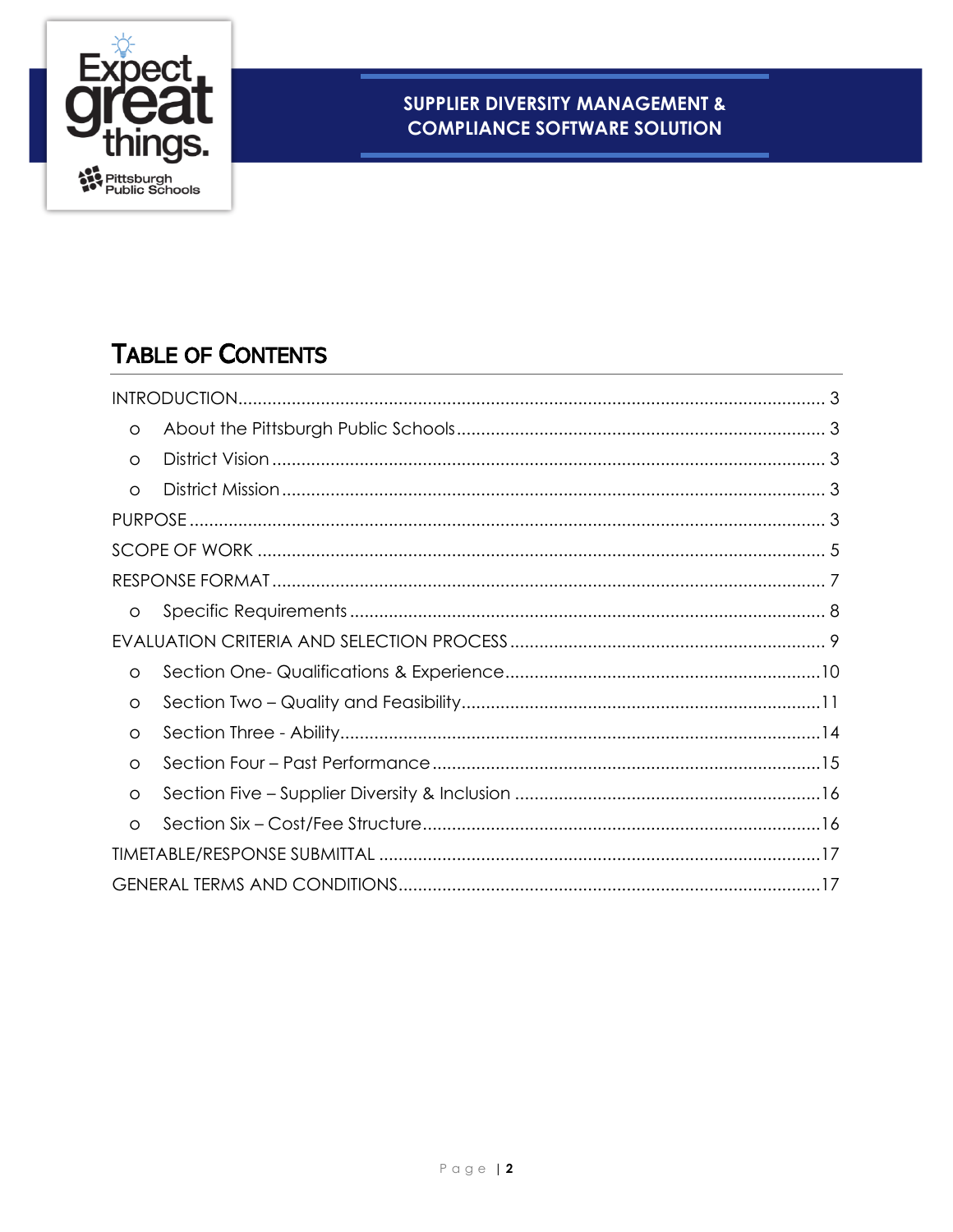SUPPLIER DIVERSITY MANAGEMENT & COMPLIANCE SOFTWARE SOLUTION

# TABLE OF CONTENTS

INTRODUCTION ........ 3

- About the Pittsburgh Public Schools ........ 3
- District Vision ........ 3
- District Mission ........ 3

PURPOSE ........ 3

SCOPE OF WORK ........ 5

RESPONSE FORMAT ........ 7

- Specific Requirements ........ 8

EVALUATION CRITERIA AND SELECTION PROCESS ........ 9

- Section One- Qualifications & Experience ........ 10
- Section Two – Quality and Feasibility ........ 11
- Section Three - Ability ........ 14
- Section Four – Past Performance ........ 15
- Section Five – Supplier Diversity & Inclusion ........ 16
- Section Six – Cost/Fee Structure ........ 16

TIMETABLE/RESPONSE SUBMITTAL ........ 17

GENERAL TERMS AND CONDITIONS ........ 17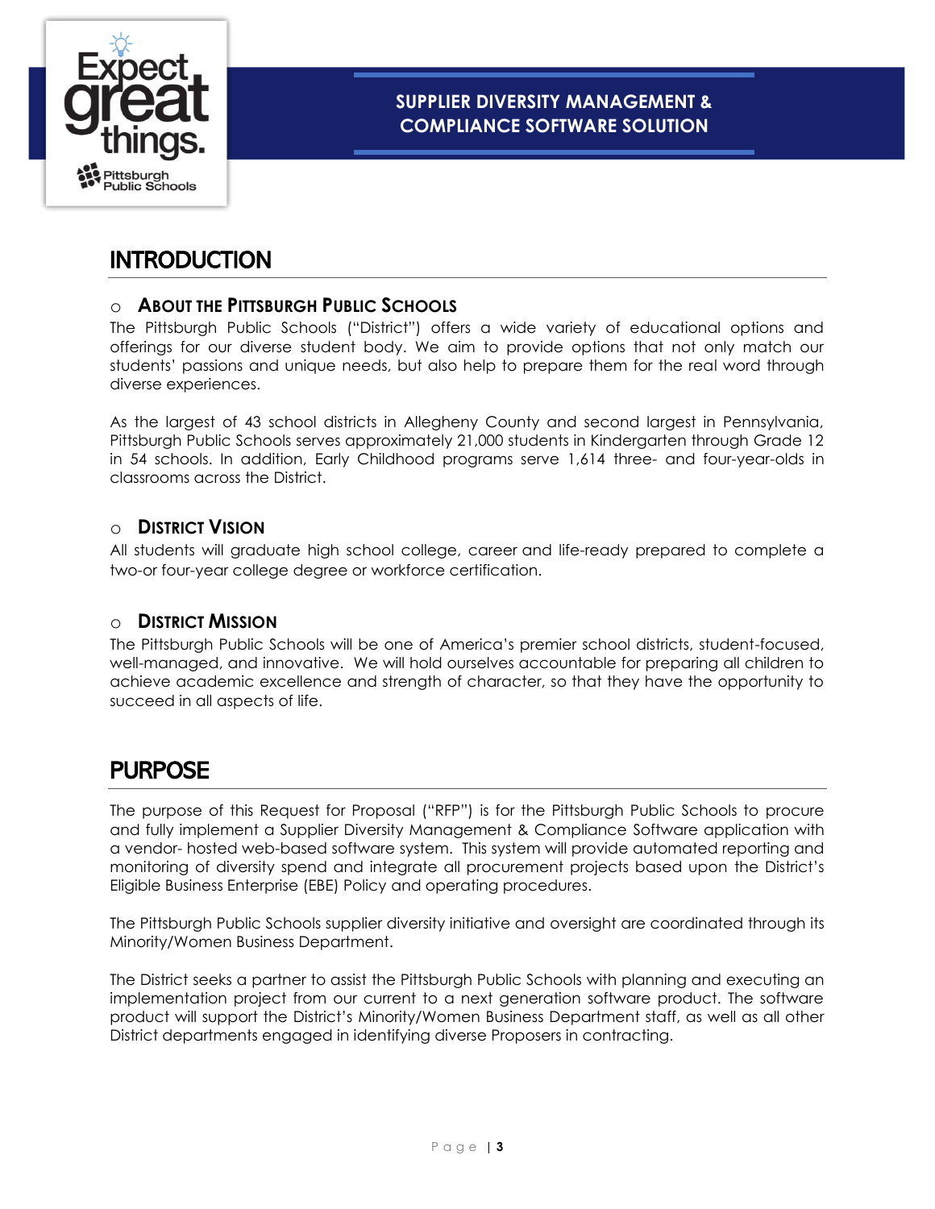# INTRODUCTION

## ○ About the Pittsburgh Public Schools

The Pittsburgh Public Schools ("District") offers a wide variety of educational options and offerings for our diverse student body. We aim to provide options that not only match our students' passions and unique needs, but also help to prepare them for the real word through diverse experiences.

As the largest of 43 school districts in Allegheny County and second largest in Pennsylvania, Pittsburgh Public Schools serves approximately 21,000 students in Kindergarten through Grade 12 in 54 schools. In addition, Early Childhood programs serve 1,614 three- and four-year-olds in classrooms across the District.

## ○ District Vision

All students will graduate high school college, career and life-ready prepared to complete a two-or four-year college degree or workforce certification.

## ○ District Mission

The Pittsburgh Public Schools will be one of America's premier school districts, student-focused, well-managed, and innovative. We will hold ourselves accountable for preparing all children to achieve academic excellence and strength of character, so that they have the opportunity to succeed in all aspects of life.

# PURPOSE

The purpose of this Request for Proposal ("RFP") is for the Pittsburgh Public Schools to procure and fully implement a Supplier Diversity Management & Compliance Software application with a vendor- hosted web-based software system. This system will provide automated reporting and monitoring of diversity spend and integrate all procurement projects based upon the District's Eligible Business Enterprise (EBE) Policy and operating procedures.

The Pittsburgh Public Schools supplier diversity initiative and oversight are coordinated through its Minority/Women Business Department.

The District seeks a partner to assist the Pittsburgh Public Schools with planning and executing an implementation project from our current to a next generation software product. The software product will support the District's Minority/Women Business Department staff, as well as all other District departments engaged in identifying diverse Proposers in contracting.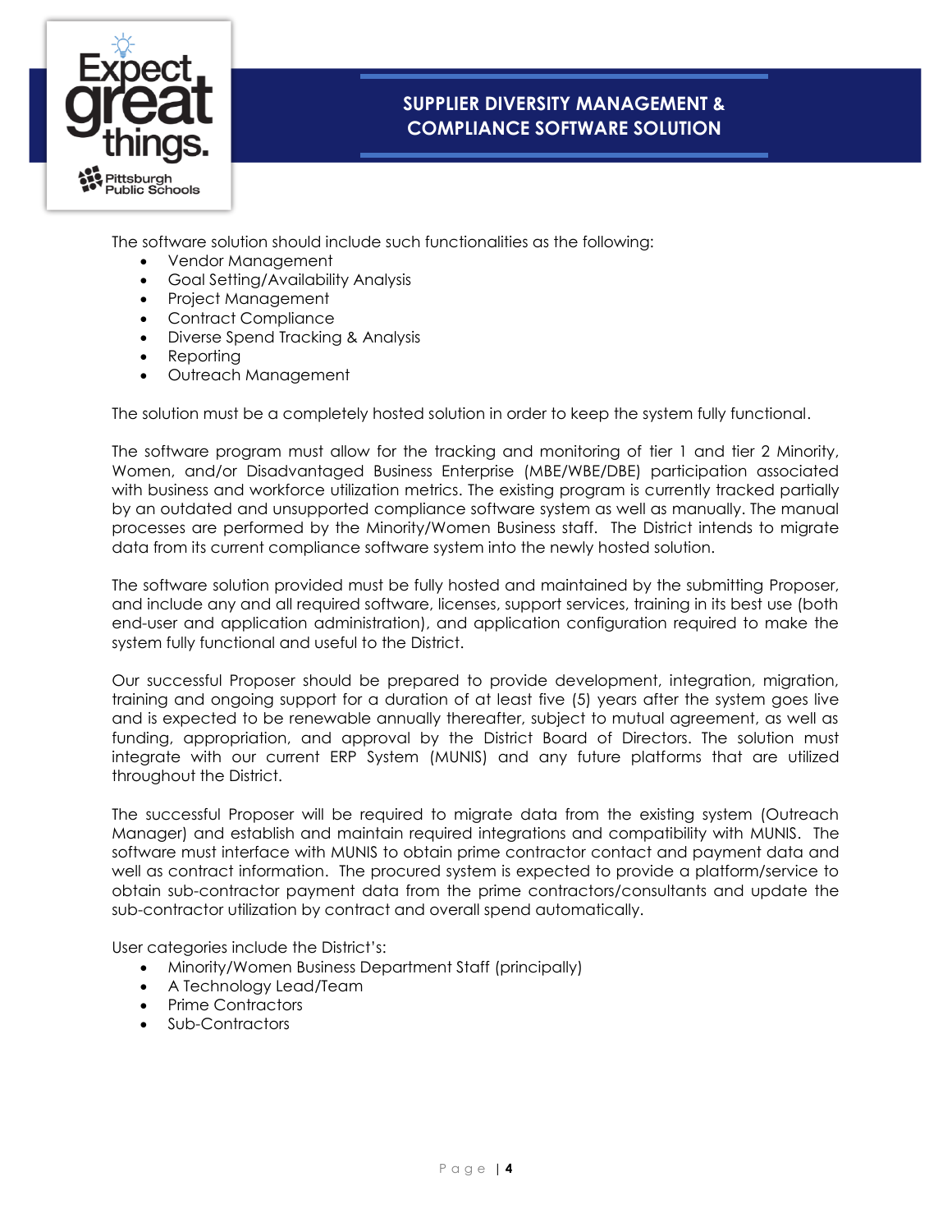The software solution should include such functionalities as the following:

- Vendor Management
- Goal Setting/Availability Analysis
- Project Management
- Contract Compliance
- Diverse Spend Tracking & Analysis
- Reporting
- Outreach Management

The solution must be a completely hosted solution in order to keep the system fully functional.

The software program must allow for the tracking and monitoring of tier 1 and tier 2 Minority, Women, and/or Disadvantaged Business Enterprise (MBE/WBE/DBE) participation associated with business and workforce utilization metrics. The existing program is currently tracked partially by an outdated and unsupported compliance software system as well as manually. The manual processes are performed by the Minority/Women Business staff. The District intends to migrate data from its current compliance software system into the newly hosted solution.

The software solution provided must be fully hosted and maintained by the submitting Proposer, and include any and all required software, licenses, support services, training in its best use (both end-user and application administration), and application configuration required to make the system fully functional and useful to the District.

Our successful Proposer should be prepared to provide development, integration, migration, training and ongoing support for a duration of at least five (5) years after the system goes live and is expected to be renewable annually thereafter, subject to mutual agreement, as well as funding, appropriation, and approval by the District Board of Directors. The solution must integrate with our current ERP System (MUNIS) and any future platforms that are utilized throughout the District.

The successful Proposer will be required to migrate data from the existing system (Outreach Manager) and establish and maintain required integrations and compatibility with MUNIS. The software must interface with MUNIS to obtain prime contractor contact and payment data and well as contract information. The procured system is expected to provide a platform/service to obtain sub-contractor payment data from the prime contractors/consultants and update the sub-contractor utilization by contract and overall spend automatically.

User categories include the District's:

- Minority/Women Business Department Staff (principally)
- A Technology Lead/Team
- Prime Contractors
- Sub-Contractors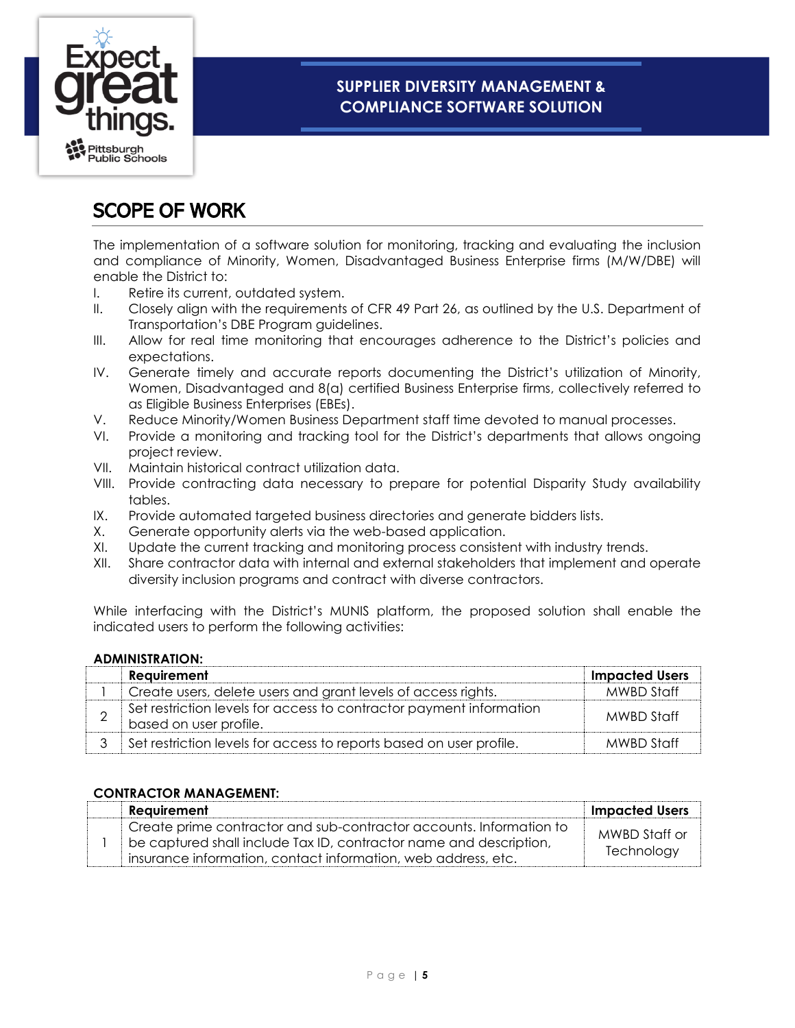# SCOPE OF WORK

The implementation of a software solution for monitoring, tracking and evaluating the inclusion and compliance of Minority, Women, Disadvantaged Business Enterprise firms (M/W/DBE) will enable the District to:

I. Retire its current, outdated system.
II. Closely align with the requirements of CFR 49 Part 26, as outlined by the U.S. Department of Transportation's DBE Program guidelines.
III. Allow for real time monitoring that encourages adherence to the District's policies and expectations.
IV. Generate timely and accurate reports documenting the District's utilization of Minority, Women, Disadvantaged and 8(a) certified Business Enterprise firms, collectively referred to as Eligible Business Enterprises (EBEs).
V. Reduce Minority/Women Business Department staff time devoted to manual processes.
VI. Provide a monitoring and tracking tool for the District's departments that allows ongoing project review.
VII. Maintain historical contract utilization data.
VIII. Provide contracting data necessary to prepare for potential Disparity Study availability tables.
IX. Provide automated targeted business directories and generate bidders lists.
X. Generate opportunity alerts via the web-based application.
XI. Update the current tracking and monitoring process consistent with industry trends.
XII. Share contractor data with internal and external stakeholders that implement and operate diversity inclusion programs and contract with diverse contractors.

While interfacing with the District's MUNIS platform, the proposed solution shall enable the indicated users to perform the following activities:

**ADMINISTRATION:**

| | Requirement | Impacted Users |
|---|---|---|
| 1 | Create users, delete users and grant levels of access rights. | MWBD Staff |
| 2 | Set restriction levels for access to contractor payment information based on user profile. | MWBD Staff |
| 3 | Set restriction levels for access to reports based on user profile. | MWBD Staff |

**CONTRACTOR MANAGEMENT:**

| | Requirement | Impacted Users |
|---|---|---|
| 1 | Create prime contractor and sub-contractor accounts. Information to be captured shall include Tax ID, contractor name and description, insurance information, contact information, web address, etc. | MWBD Staff or Technology |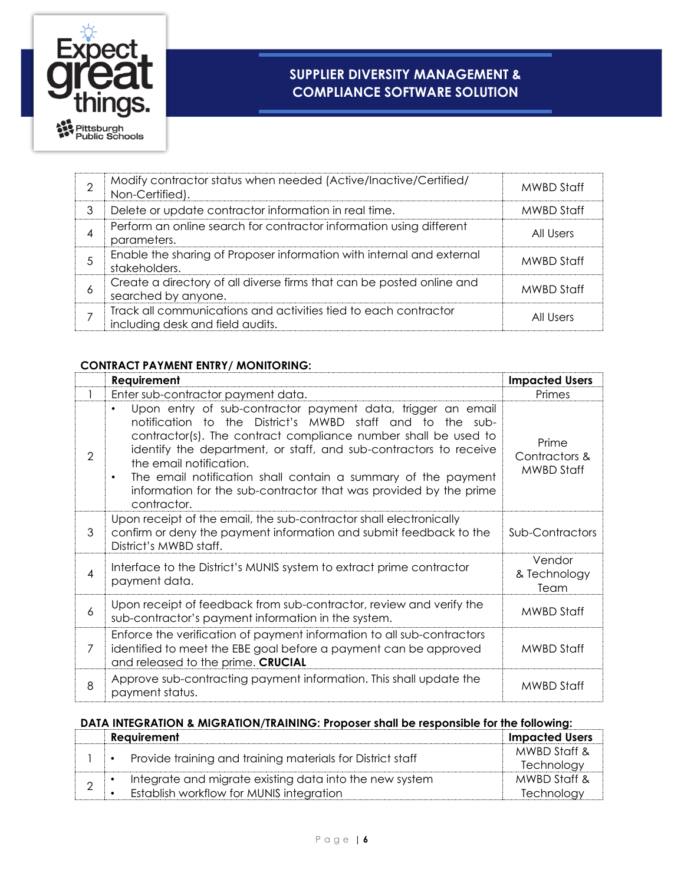| | | |
|---|---|---|
| 2 | Modify contractor status when needed (Active/Inactive/Certified/ Non-Certified). | MWBD Staff |
| 3 | Delete or update contractor information in real time. | MWBD Staff |
| 4 | Perform an online search for contractor information using different parameters. | All Users |
| 5 | Enable the sharing of Proposer information with internal and external stakeholders. | MWBD Staff |
| 6 | Create a directory of all diverse firms that can be posted online and searched by anyone. | MWBD Staff |
| 7 | Track all communications and activities tied to each contractor including desk and field audits. | All Users |

**CONTRACT PAYMENT ENTRY/ MONITORING:**

| | Requirement | Impacted Users |
|---|---|---|
| 1 | Enter sub-contractor payment data. | Primes |
| 2 | • Upon entry of sub-contractor payment data, trigger an email notification to the District's MWBD staff and to the sub-contractor(s). The contract compliance number shall be used to identify the department, or staff, and sub-contractors to receive the email notification.<br>• The email notification shall contain a summary of the payment information for the sub-contractor that was provided by the prime contractor. | Prime Contractors & MWBD Staff |
| 3 | Upon receipt of the email, the sub-contractor shall electronically confirm or deny the payment information and submit feedback to the District's MWBD staff. | Sub-Contractors |
| 4 | Interface to the District's MUNIS system to extract prime contractor payment data. | Vendor & Technology Team |
| 6 | Upon receipt of feedback from sub-contractor, review and verify the sub-contractor's payment information in the system. | MWBD Staff |
| 7 | Enforce the verification of payment information to all sub-contractors identified to meet the EBE goal before a payment can be approved and released to the prime. **CRUCIAL** | MWBD Staff |
| 8 | Approve sub-contracting payment information. This shall update the payment status. | MWBD Staff |

**DATA INTEGRATION & MIGRATION/TRAINING: Proposer shall be responsible for the following:**

| | Requirement | Impacted Users |
|---|---|---|
| 1 | • Provide training and training materials for District staff | MWBD Staff & Technology |
| 2 | • Integrate and migrate existing data into the new system<br>• Establish workflow for MUNIS integration | MWBD Staff & Technology |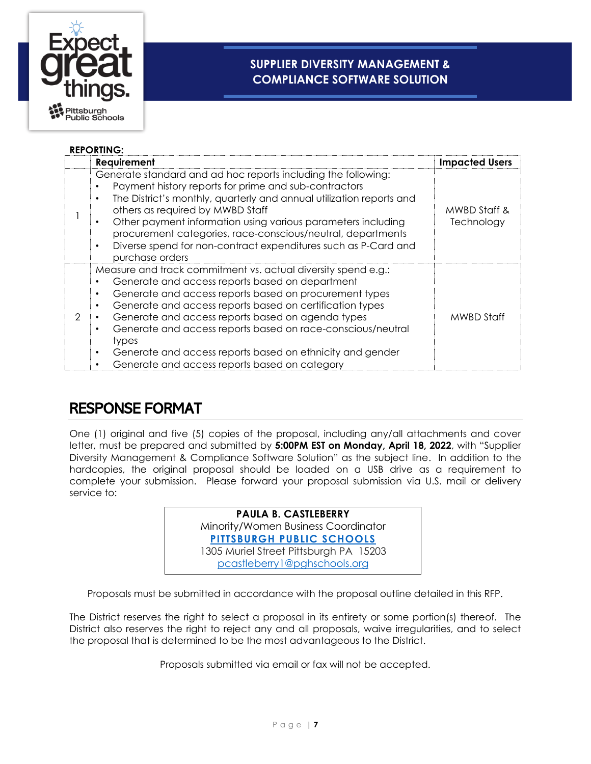**REPORTING:**

| | Requirement | Impacted Users |
|---|---|---|
| 1 | Generate standard and ad hoc reports including the following:<br>• Payment history reports for prime and sub-contractors<br>• The District's monthly, quarterly and annual utilization reports and others as required by MWBD Staff<br>• Other payment information using various parameters including procurement categories, race-conscious/neutral, departments<br>• Diverse spend for non-contract expenditures such as P-Card and purchase orders | MWBD Staff & Technology |
| 2 | Measure and track commitment vs. actual diversity spend e.g.:<br>• Generate and access reports based on department<br>• Generate and access reports based on procurement types<br>• Generate and access reports based on certification types<br>• Generate and access reports based on agenda types<br>• Generate and access reports based on race-conscious/neutral types<br>• Generate and access reports based on ethnicity and gender<br>• Generate and access reports based on category | MWBD Staff |

# RESPONSE FORMAT

One (1) original and five (5) copies of the proposal, including any/all attachments and cover letter, must be prepared and submitted by **5:00PM EST on Monday, April 18, 2022**, with "Supplier Diversity Management & Compliance Software Solution" as the subject line. In addition to the hardcopies, the original proposal should be loaded on a USB drive as a requirement to complete your submission. Please forward your proposal submission via U.S. mail or delivery service to:

> **PAULA B. CASTLEBERRY**
> Minority/Women Business Coordinator
> **PITTSBURGH PUBLIC SCHOOLS**
> 1305 Muriel Street Pittsburgh PA 15203
> pcastleberry1@pghschools.org

Proposals must be submitted in accordance with the proposal outline detailed in this RFP.

The District reserves the right to select a proposal in its entirety or some portion(s) thereof. The District also reserves the right to reject any and all proposals, waive irregularities, and to select the proposal that is determined to be the most advantageous to the District.

Proposals submitted via email or fax will not be accepted.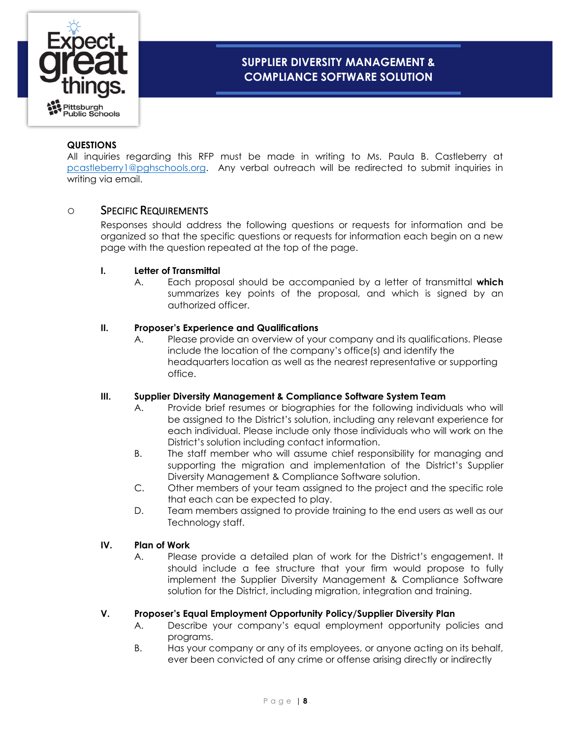### QUESTIONS

All inquiries regarding this RFP must be made in writing to Ms. Paula B. Castleberry at pcastleberry1@pghschools.org. Any verbal outreach will be redirected to submit inquiries in writing via email.

### SPECIFIC REQUIREMENTS

Responses should address the following questions or requests for information and be organized so that the specific questions or requests for information each begin on a new page with the question repeated at the top of the page.

**I. Letter of Transmittal**

A. Each proposal should be accompanied by a letter of transmittal **which** summarizes key points of the proposal, and which is signed by an authorized officer.

**II. Proposer's Experience and Qualifications**

A. Please provide an overview of your company and its qualifications. Please include the location of the company's office(s) and identify the headquarters location as well as the nearest representative or supporting office.

**III. Supplier Diversity Management & Compliance Software System Team**

A. Provide brief resumes or biographies for the following individuals who will be assigned to the District's solution, including any relevant experience for each individual. Please include only those individuals who will work on the District's solution including contact information.

B. The staff member who will assume chief responsibility for managing and supporting the migration and implementation of the District's Supplier Diversity Management & Compliance Software solution.

C. Other members of your team assigned to the project and the specific role that each can be expected to play.

D. Team members assigned to provide training to the end users as well as our Technology staff.

**IV. Plan of Work**

A. Please provide a detailed plan of work for the District's engagement. It should include a fee structure that your firm would propose to fully implement the Supplier Diversity Management & Compliance Software solution for the District, including migration, integration and training.

**V. Proposer's Equal Employment Opportunity Policy/Supplier Diversity Plan**

A. Describe your company's equal employment opportunity policies and programs.

B. Has your company or any of its employees, or anyone acting on its behalf, ever been convicted of any crime or offense arising directly or indirectly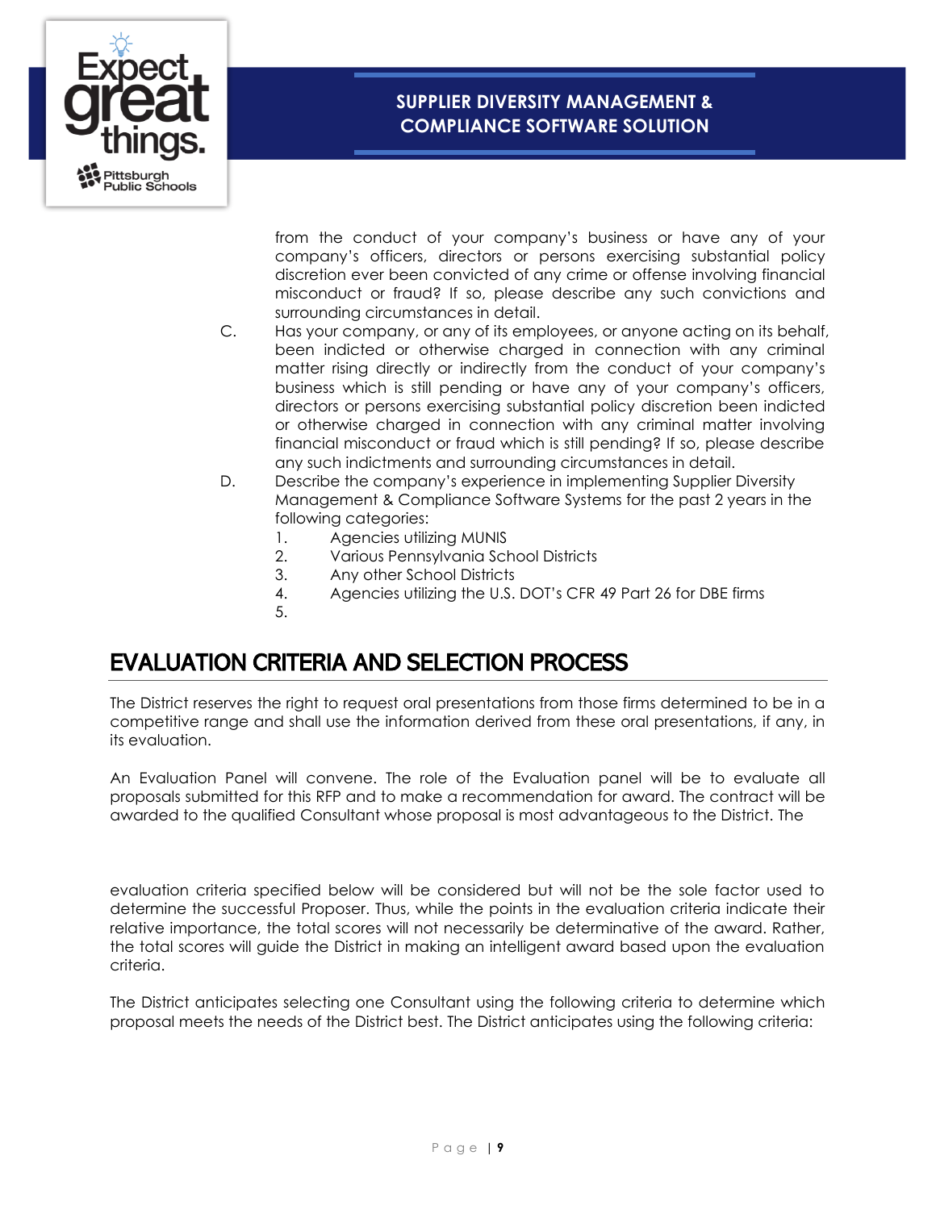from the conduct of your company's business or have any of your company's officers, directors or persons exercising substantial policy discretion ever been convicted of any crime or offense involving financial misconduct or fraud? If so, please describe any such convictions and surrounding circumstances in detail.

C. Has your company, or any of its employees, or anyone acting on its behalf, been indicted or otherwise charged in connection with any criminal matter rising directly or indirectly from the conduct of your company's business which is still pending or have any of your company's officers, directors or persons exercising substantial policy discretion been indicted or otherwise charged in connection with any criminal matter involving financial misconduct or fraud which is still pending? If so, please describe any such indictments and surrounding circumstances in detail.

D. Describe the company's experience in implementing Supplier Diversity Management & Compliance Software Systems for the past 2 years in the following categories:

1. Agencies utilizing MUNIS
2. Various Pennsylvania School Districts
3. Any other School Districts
4. Agencies utilizing the U.S. DOT's CFR 49 Part 26 for DBE firms
5.

## EVALUATION CRITERIA AND SELECTION PROCESS

The District reserves the right to request oral presentations from those firms determined to be in a competitive range and shall use the information derived from these oral presentations, if any, in its evaluation.

An Evaluation Panel will convene. The role of the Evaluation panel will be to evaluate all proposals submitted for this RFP and to make a recommendation for award. The contract will be awarded to the qualified Consultant whose proposal is most advantageous to the District. The evaluation criteria specified below will be considered but will not be the sole factor used to determine the successful Proposer. Thus, while the points in the evaluation criteria indicate their relative importance, the total scores will not necessarily be determinative of the award. Rather, the total scores will guide the District in making an intelligent award based upon the evaluation criteria.

The District anticipates selecting one Consultant using the following criteria to determine which proposal meets the needs of the District best. The District anticipates using the following criteria: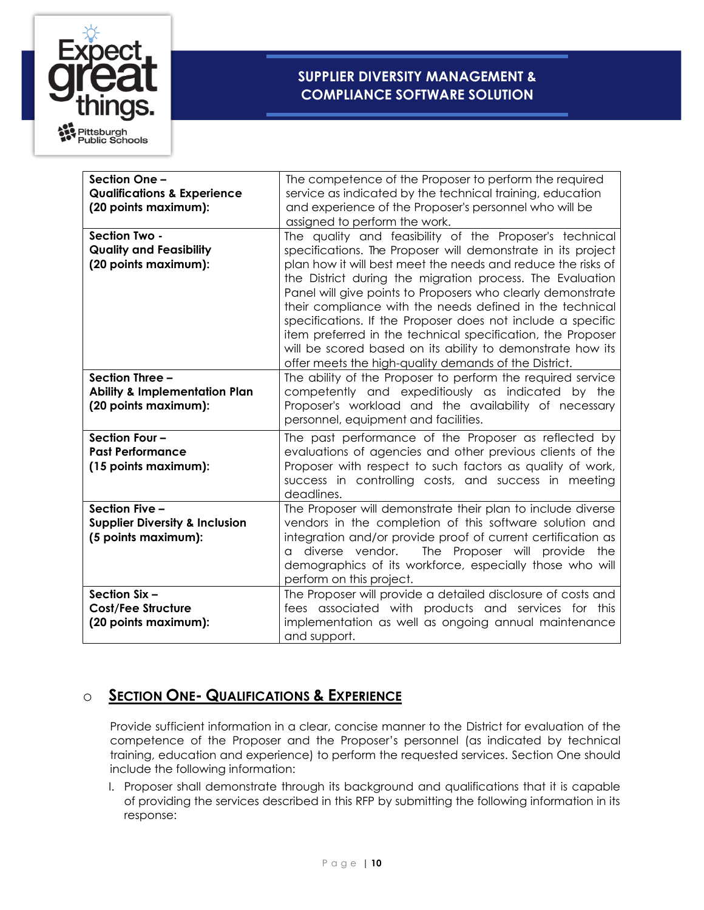| | |
|---|---|
| **Section One – Qualifications & Experience (20 points maximum):** | The competence of the Proposer to perform the required service as indicated by the technical training, education and experience of the Proposer's personnel who will be assigned to perform the work. |
| **Section Two - Quality and Feasibility (20 points maximum):** | The quality and feasibility of the Proposer's technical specifications. The Proposer will demonstrate in its project plan how it will best meet the needs and reduce the risks of the District during the migration process. The Evaluation Panel will give points to Proposers who clearly demonstrate their compliance with the needs defined in the technical specifications. If the Proposer does not include a specific item preferred in the technical specification, the Proposer will be scored based on its ability to demonstrate how its offer meets the high-quality demands of the District. |
| **Section Three – Ability & Implementation Plan (20 points maximum):** | The ability of the Proposer to perform the required service competently and expeditiously as indicated by the Proposer's workload and the availability of necessary personnel, equipment and facilities. |
| **Section Four – Past Performance (15 points maximum):** | The past performance of the Proposer as reflected by evaluations of agencies and other previous clients of the Proposer with respect to such factors as quality of work, success in controlling costs, and success in meeting deadlines. |
| **Section Five – Supplier Diversity & Inclusion (5 points maximum):** | The Proposer will demonstrate their plan to include diverse vendors in the completion of this software solution and integration and/or provide proof of current certification as a diverse vendor. The Proposer will provide the demographics of its workforce, especially those who will perform on this project. |
| **Section Six – Cost/Fee Structure (20 points maximum):** | The Proposer will provide a detailed disclosure of costs and fees associated with products and services for this implementation as well as ongoing annual maintenance and support. |

- ## SECTION ONE- QUALIFICATIONS & EXPERIENCE

Provide sufficient information in a clear, concise manner to the District for evaluation of the competence of the Proposer and the Proposer's personnel (as indicated by technical training, education and experience) to perform the requested services. Section One should include the following information:

I. Proposer shall demonstrate through its background and qualifications that it is capable of providing the services described in this RFP by submitting the following information in its response: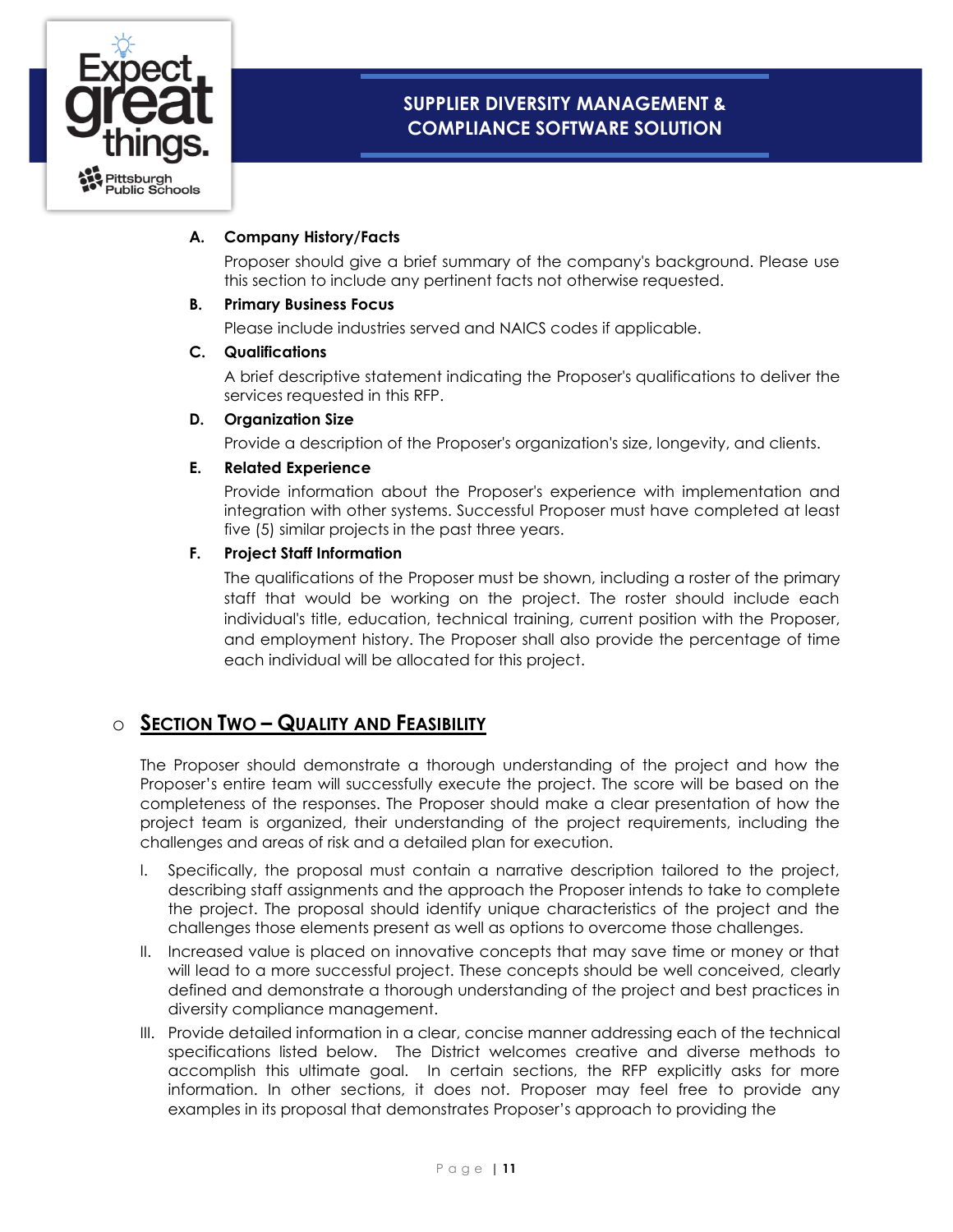**A. Company History/Facts**

Proposer should give a brief summary of the company's background. Please use this section to include any pertinent facts not otherwise requested.

**B. Primary Business Focus**

Please include industries served and NAICS codes if applicable.

**C. Qualifications**

A brief descriptive statement indicating the Proposer's qualifications to deliver the services requested in this RFP.

**D. Organization Size**

Provide a description of the Proposer's organization's size, longevity, and clients.

**E. Related Experience**

Provide information about the Proposer's experience with implementation and integration with other systems. Successful Proposer must have completed at least five (5) similar projects in the past three years.

**F. Project Staff Information**

The qualifications of the Proposer must be shown, including a roster of the primary staff that would be working on the project. The roster should include each individual's title, education, technical training, current position with the Proposer, and employment history. The Proposer shall also provide the percentage of time each individual will be allocated for this project.

## Section Two – Quality and Feasibility

The Proposer should demonstrate a thorough understanding of the project and how the Proposer's entire team will successfully execute the project. The score will be based on the completeness of the responses. The Proposer should make a clear presentation of how the project team is organized, their understanding of the project requirements, including the challenges and areas of risk and a detailed plan for execution.

I. Specifically, the proposal must contain a narrative description tailored to the project, describing staff assignments and the approach the Proposer intends to take to complete the project. The proposal should identify unique characteristics of the project and the challenges those elements present as well as options to overcome those challenges.

II. Increased value is placed on innovative concepts that may save time or money or that will lead to a more successful project. These concepts should be well conceived, clearly defined and demonstrate a thorough understanding of the project and best practices in diversity compliance management.

III. Provide detailed information in a clear, concise manner addressing each of the technical specifications listed below. The District welcomes creative and diverse methods to accomplish this ultimate goal. In certain sections, the RFP explicitly asks for more information. In other sections, it does not. Proposer may feel free to provide any examples in its proposal that demonstrates Proposer's approach to providing the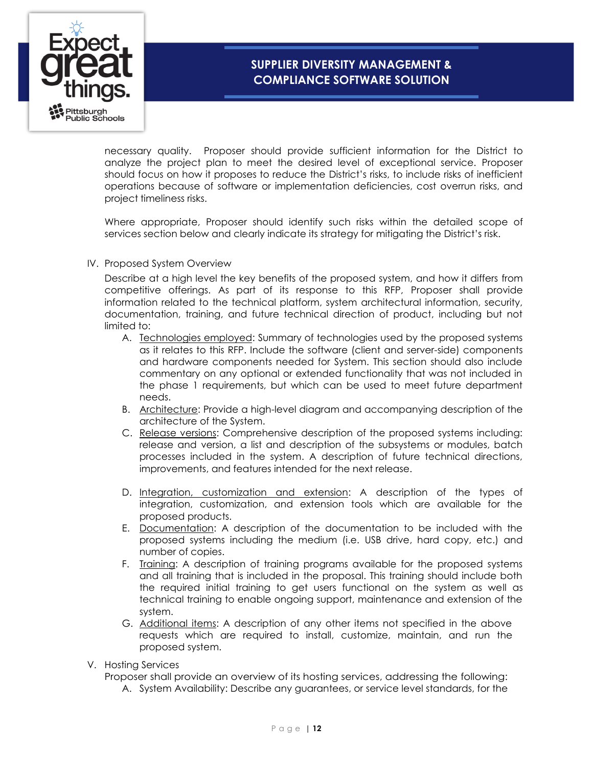necessary quality. Proposer should provide sufficient information for the District to analyze the project plan to meet the desired level of exceptional service. Proposer should focus on how it proposes to reduce the District's risks, to include risks of inefficient operations because of software or implementation deficiencies, cost overrun risks, and project timeliness risks.

Where appropriate, Proposer should identify such risks within the detailed scope of services section below and clearly indicate its strategy for mitigating the District's risk.

IV. Proposed System Overview

Describe at a high level the key benefits of the proposed system, and how it differs from competitive offerings. As part of its response to this RFP, Proposer shall provide information related to the technical platform, system architectural information, security, documentation, training, and future technical direction of product, including but not limited to:

A. Technologies employed: Summary of technologies used by the proposed systems as it relates to this RFP. Include the software (client and server-side) components and hardware components needed for System. This section should also include commentary on any optional or extended functionality that was not included in the phase 1 requirements, but which can be used to meet future department needs.
B. Architecture: Provide a high-level diagram and accompanying description of the architecture of the System.
C. Release versions: Comprehensive description of the proposed systems including: release and version, a list and description of the subsystems or modules, batch processes included in the system. A description of future technical directions, improvements, and features intended for the next release.
D. Integration, customization and extension: A description of the types of integration, customization, and extension tools which are available for the proposed products.
E. Documentation: A description of the documentation to be included with the proposed systems including the medium (i.e. USB drive, hard copy, etc.) and number of copies.
F. Training: A description of training programs available for the proposed systems and all training that is included in the proposal. This training should include both the required initial training to get users functional on the system as well as technical training to enable ongoing support, maintenance and extension of the system.
G. Additional items: A description of any other items not specified in the above requests which are required to install, customize, maintain, and run the proposed system.

V. Hosting Services

Proposer shall provide an overview of its hosting services, addressing the following:

A. System Availability: Describe any guarantees, or service level standards, for the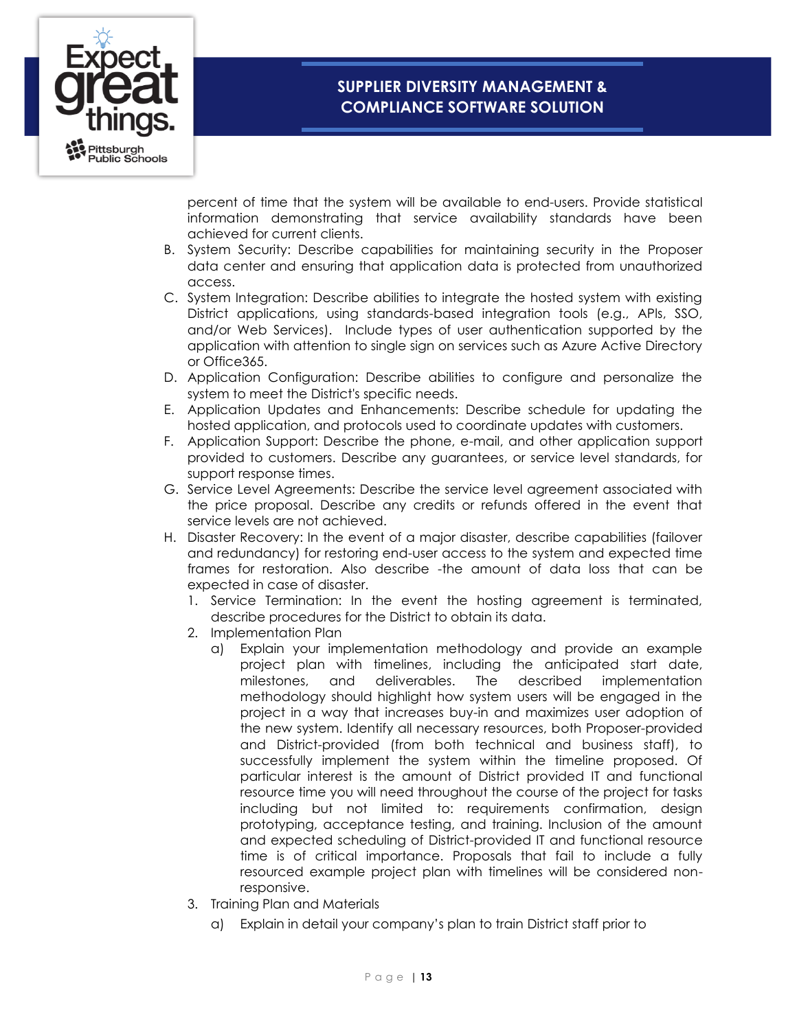percent of time that the system will be available to end-users. Provide statistical information demonstrating that service availability standards have been achieved for current clients.

B. System Security: Describe capabilities for maintaining security in the Proposer data center and ensuring that application data is protected from unauthorized access.
C. System Integration: Describe abilities to integrate the hosted system with existing District applications, using standards-based integration tools (e.g., APIs, SSO, and/or Web Services). Include types of user authentication supported by the application with attention to single sign on services such as Azure Active Directory or Office365.
D. Application Configuration: Describe abilities to configure and personalize the system to meet the District's specific needs.
E. Application Updates and Enhancements: Describe schedule for updating the hosted application, and protocols used to coordinate updates with customers.
F. Application Support: Describe the phone, e-mail, and other application support provided to customers. Describe any guarantees, or service level standards, for support response times.
G. Service Level Agreements: Describe the service level agreement associated with the price proposal. Describe any credits or refunds offered in the event that service levels are not achieved.
H. Disaster Recovery: In the event of a major disaster, describe capabilities (failover and redundancy) for restoring end-user access to the system and expected time frames for restoration. Also describe -the amount of data loss that can be expected in case of disaster.
   1. Service Termination: In the event the hosting agreement is terminated, describe procedures for the District to obtain its data.
   2. Implementation Plan
      a) Explain your implementation methodology and provide an example project plan with timelines, including the anticipated start date, milestones, and deliverables. The described implementation methodology should highlight how system users will be engaged in the project in a way that increases buy-in and maximizes user adoption of the new system. Identify all necessary resources, both Proposer-provided and District-provided (from both technical and business staff), to successfully implement the system within the timeline proposed. Of particular interest is the amount of District provided IT and functional resource time you will need throughout the course of the project for tasks including but not limited to: requirements confirmation, design prototyping, acceptance testing, and training. Inclusion of the amount and expected scheduling of District-provided IT and functional resource time is of critical importance. Proposals that fail to include a fully resourced example project plan with timelines will be considered non-responsive.
   3. Training Plan and Materials
      a) Explain in detail your company's plan to train District staff prior to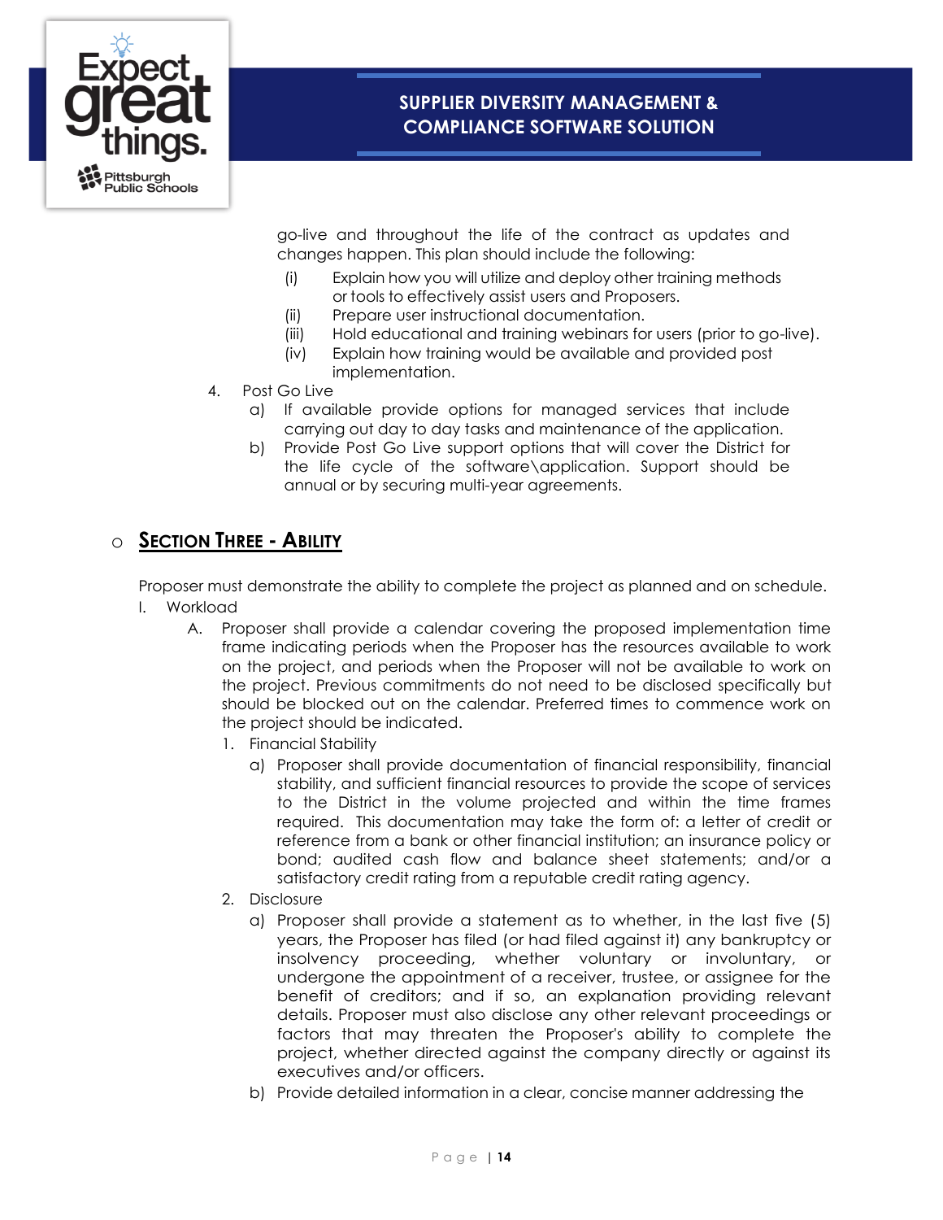go-live and throughout the life of the contract as updates and changes happen. This plan should include the following:

- (i) Explain how you will utilize and deploy other training methods or tools to effectively assist users and Proposers.
- (ii) Prepare user instructional documentation.
- (iii) Hold educational and training webinars for users (prior to go-live).
- (iv) Explain how training would be available and provided post implementation.

4. Post Go Live
   - a) If available provide options for managed services that include carrying out day to day tasks and maintenance of the application.
   - b) Provide Post Go Live support options that will cover the District for the life cycle of the software\application. Support should be annual or by securing multi-year agreements.

## Section Three - Ability

Proposer must demonstrate the ability to complete the project as planned and on schedule.

I. Workload

A. Proposer shall provide a calendar covering the proposed implementation time frame indicating periods when the Proposer has the resources available to work on the project, and periods when the Proposer will not be available to work on the project. Previous commitments do not need to be disclosed specifically but should be blocked out on the calendar. Preferred times to commence work on the project should be indicated.

1. Financial Stability
   - a) Proposer shall provide documentation of financial responsibility, financial stability, and sufficient financial resources to provide the scope of services to the District in the volume projected and within the time frames required. This documentation may take the form of: a letter of credit or reference from a bank or other financial institution; an insurance policy or bond; audited cash flow and balance sheet statements; and/or a satisfactory credit rating from a reputable credit rating agency.
2. Disclosure
   - a) Proposer shall provide a statement as to whether, in the last five (5) years, the Proposer has filed (or had filed against it) any bankruptcy or insolvency proceeding, whether voluntary or involuntary, or undergone the appointment of a receiver, trustee, or assignee for the benefit of creditors; and if so, an explanation providing relevant details. Proposer must also disclose any other relevant proceedings or factors that may threaten the Proposer's ability to complete the project, whether directed against the company directly or against its executives and/or officers.
   - b) Provide detailed information in a clear, concise manner addressing the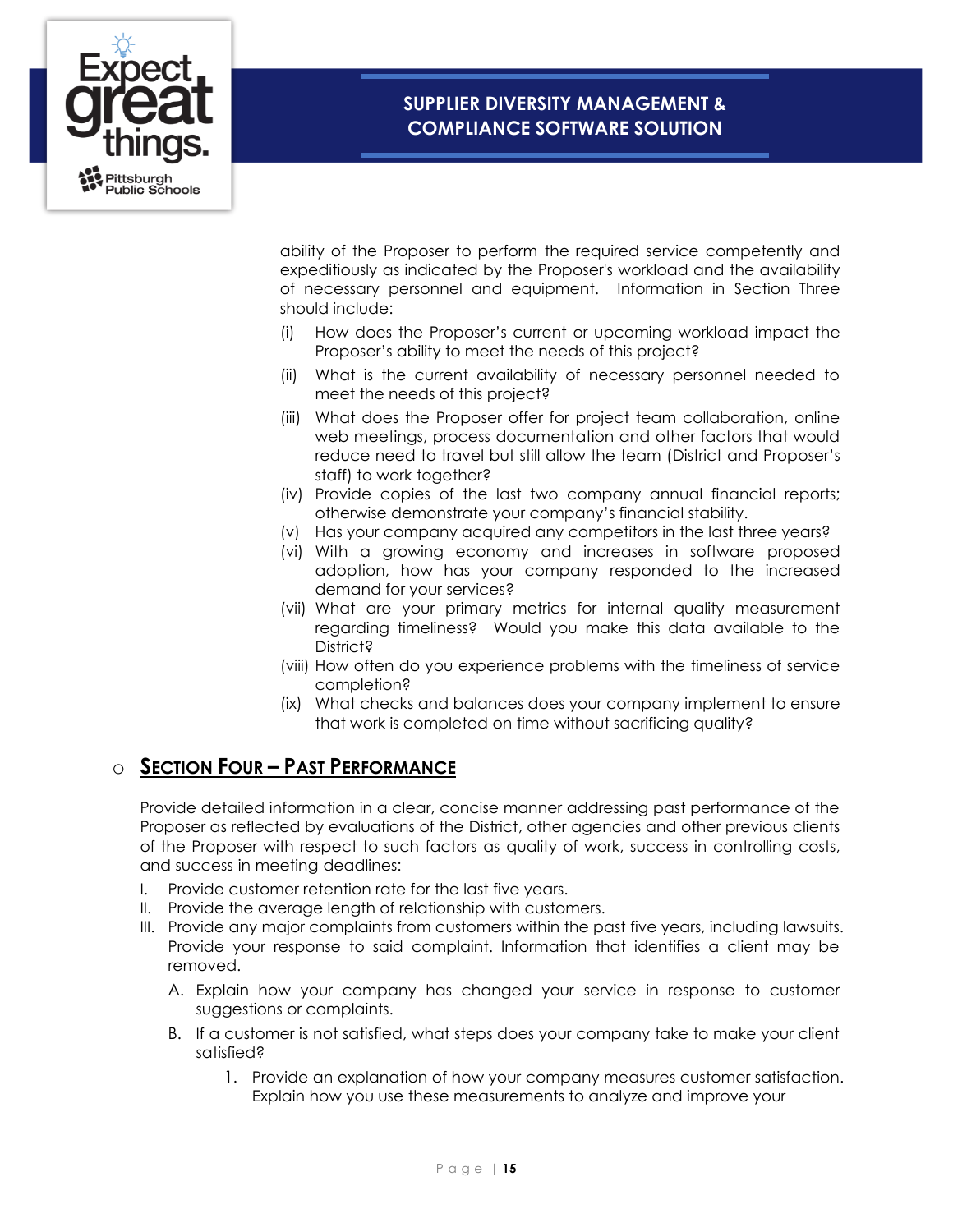ability of the Proposer to perform the required service competently and expeditiously as indicated by the Proposer's workload and the availability of necessary personnel and equipment. Information in Section Three should include:

(i) How does the Proposer's current or upcoming workload impact the Proposer's ability to meet the needs of this project?

(ii) What is the current availability of necessary personnel needed to meet the needs of this project?

(iii) What does the Proposer offer for project team collaboration, online web meetings, process documentation and other factors that would reduce need to travel but still allow the team (District and Proposer's staff) to work together?

(iv) Provide copies of the last two company annual financial reports; otherwise demonstrate your company's financial stability.

(v) Has your company acquired any competitors in the last three years?

(vi) With a growing economy and increases in software proposed adoption, how has your company responded to the increased demand for your services?

(vii) What are your primary metrics for internal quality measurement regarding timeliness? Would you make this data available to the District?

(viii) How often do you experience problems with the timeliness of service completion?

(ix) What checks and balances does your company implement to ensure that work is completed on time without sacrificing quality?

- **<u>Section Four – Past Performance</u>**

Provide detailed information in a clear, concise manner addressing past performance of the Proposer as reflected by evaluations of the District, other agencies and other previous clients of the Proposer with respect to such factors as quality of work, success in controlling costs, and success in meeting deadlines:

I. Provide customer retention rate for the last five years.

II. Provide the average length of relationship with customers.

III. Provide any major complaints from customers within the past five years, including lawsuits. Provide your response to said complaint. Information that identifies a client may be removed.

   A. Explain how your company has changed your service in response to customer suggestions or complaints.

   B. If a customer is not satisfied, what steps does your company take to make your client satisfied?

      1. Provide an explanation of how your company measures customer satisfaction. Explain how you use these measurements to analyze and improve your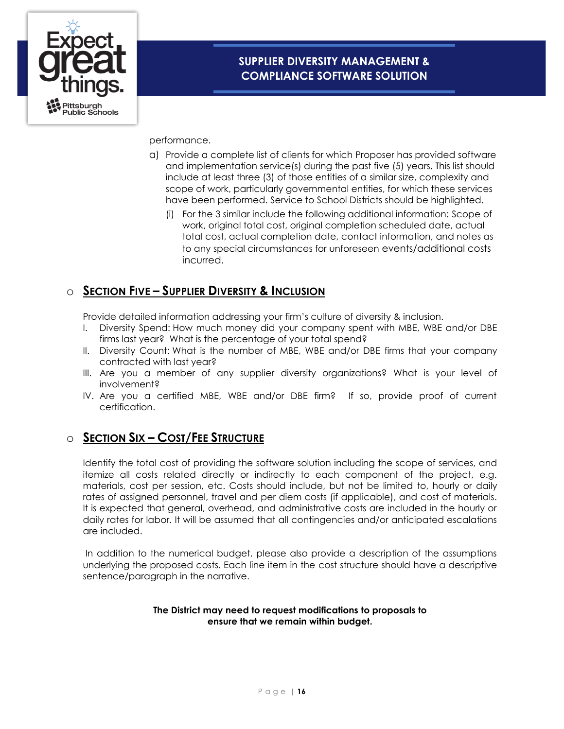performance.

a) Provide a complete list of clients for which Proposer has provided software and implementation service(s) during the past five (5) years. This list should include at least three (3) of those entities of a similar size, complexity and scope of work, particularly governmental entities, for which these services have been performed. Service to School Districts should be highlighted.

   (i) For the 3 similar include the following additional information: Scope of work, original total cost, original completion scheduled date, actual total cost, actual completion date, contact information, and notes as to any special circumstances for unforeseen events/additional costs incurred.

## Section Five – Supplier Diversity & Inclusion

Provide detailed information addressing your firm's culture of diversity & inclusion.

I. Diversity Spend: How much money did your company spent with MBE, WBE and/or DBE firms last year? What is the percentage of your total spend?
II. Diversity Count: What is the number of MBE, WBE and/or DBE firms that your company contracted with last year?
III. Are you a member of any supplier diversity organizations? What is your level of involvement?
IV. Are you a certified MBE, WBE and/or DBE firm? If so, provide proof of current certification.

## Section Six – Cost/Fee Structure

Identify the total cost of providing the software solution including the scope of services, and itemize all costs related directly or indirectly to each component of the project, e.g. materials, cost per session, etc. Costs should include, but not be limited to, hourly or daily rates of assigned personnel, travel and per diem costs (if applicable), and cost of materials. It is expected that general, overhead, and administrative costs are included in the hourly or daily rates for labor. It will be assumed that all contingencies and/or anticipated escalations are included.

In addition to the numerical budget, please also provide a description of the assumptions underlying the proposed costs. Each line item in the cost structure should have a descriptive sentence/paragraph in the narrative.

**The District may need to request modifications to proposals to ensure that we remain within budget.**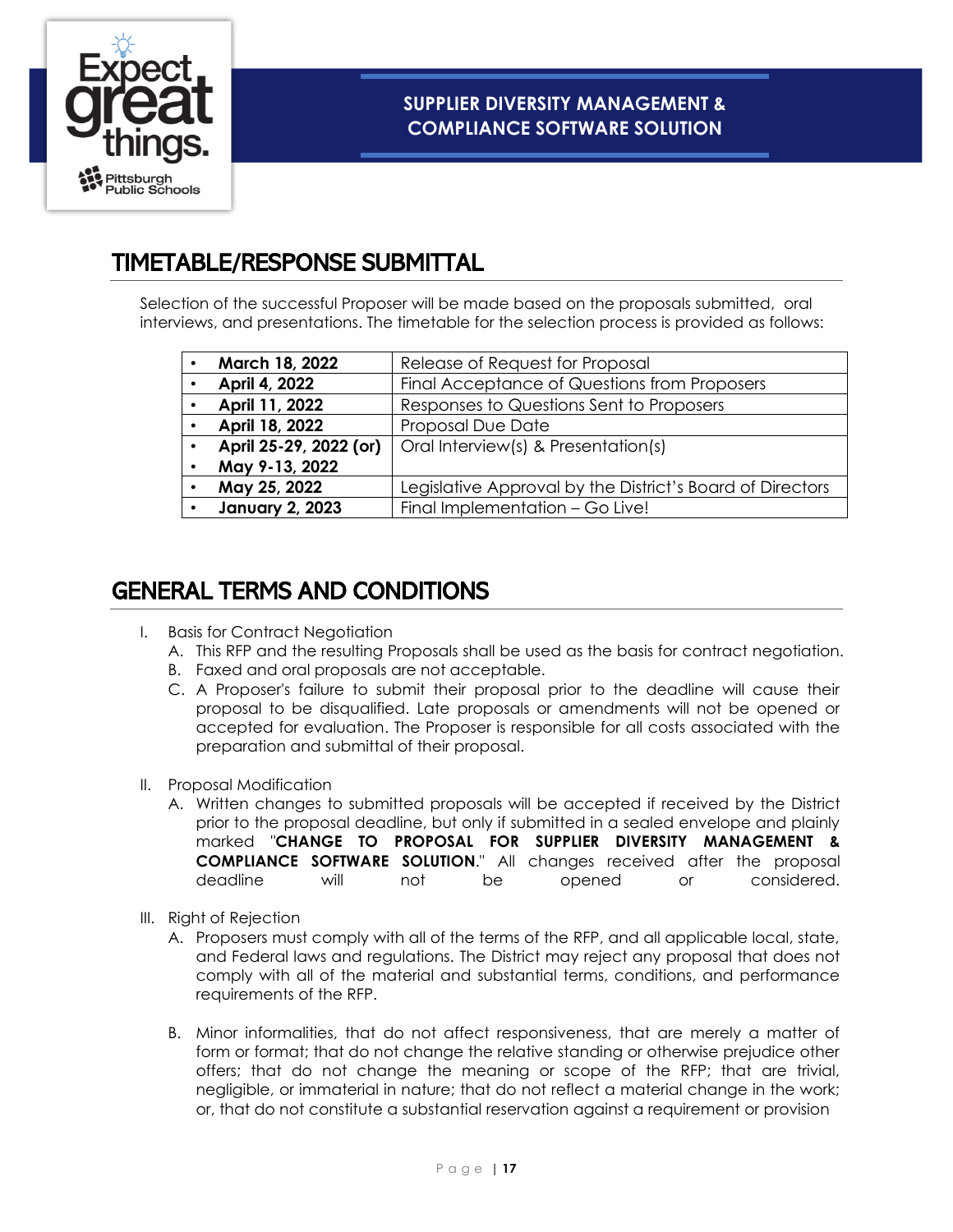## TIMETABLE/RESPONSE SUBMITTAL

Selection of the successful Proposer will be made based on the proposals submitted, oral interviews, and presentations. The timetable for the selection process is provided as follows:

| Date | Event |
|---|---|
| • **March 18, 2022** | Release of Request for Proposal |
| • **April 4, 2022** | Final Acceptance of Questions from Proposers |
| • **April 11, 2022** | Responses to Questions Sent to Proposers |
| • **April 18, 2022** | Proposal Due Date |
| • **April 25-29, 2022 (or)**<br>• **May 9-13, 2022** | Oral Interview(s) & Presentation(s) |
| • **May 25, 2022** | Legislative Approval by the District's Board of Directors |
| • **January 2, 2023** | Final Implementation – Go Live! |

## GENERAL TERMS AND CONDITIONS

I. Basis for Contract Negotiation
   A. This RFP and the resulting Proposals shall be used as the basis for contract negotiation.
   B. Faxed and oral proposals are not acceptable.
   C. A Proposer's failure to submit their proposal prior to the deadline will cause their proposal to be disqualified. Late proposals or amendments will not be opened or accepted for evaluation. The Proposer is responsible for all costs associated with the preparation and submittal of their proposal.

II. Proposal Modification
   A. Written changes to submitted proposals will be accepted if received by the District prior to the proposal deadline, but only if submitted in a sealed envelope and plainly marked "**CHANGE TO PROPOSAL FOR SUPPLIER DIVERSITY MANAGEMENT & COMPLIANCE SOFTWARE SOLUTION**." All changes received after the proposal deadline will not be opened or considered.

III. Right of Rejection
   A. Proposers must comply with all of the terms of the RFP, and all applicable local, state, and Federal laws and regulations. The District may reject any proposal that does not comply with all of the material and substantial terms, conditions, and performance requirements of the RFP.

   B. Minor informalities, that do not affect responsiveness, that are merely a matter of form or format; that do not change the relative standing or otherwise prejudice other offers; that do not change the meaning or scope of the RFP; that are trivial, negligible, or immaterial in nature; that do not reflect a material change in the work; or, that do not constitute a substantial reservation against a requirement or provision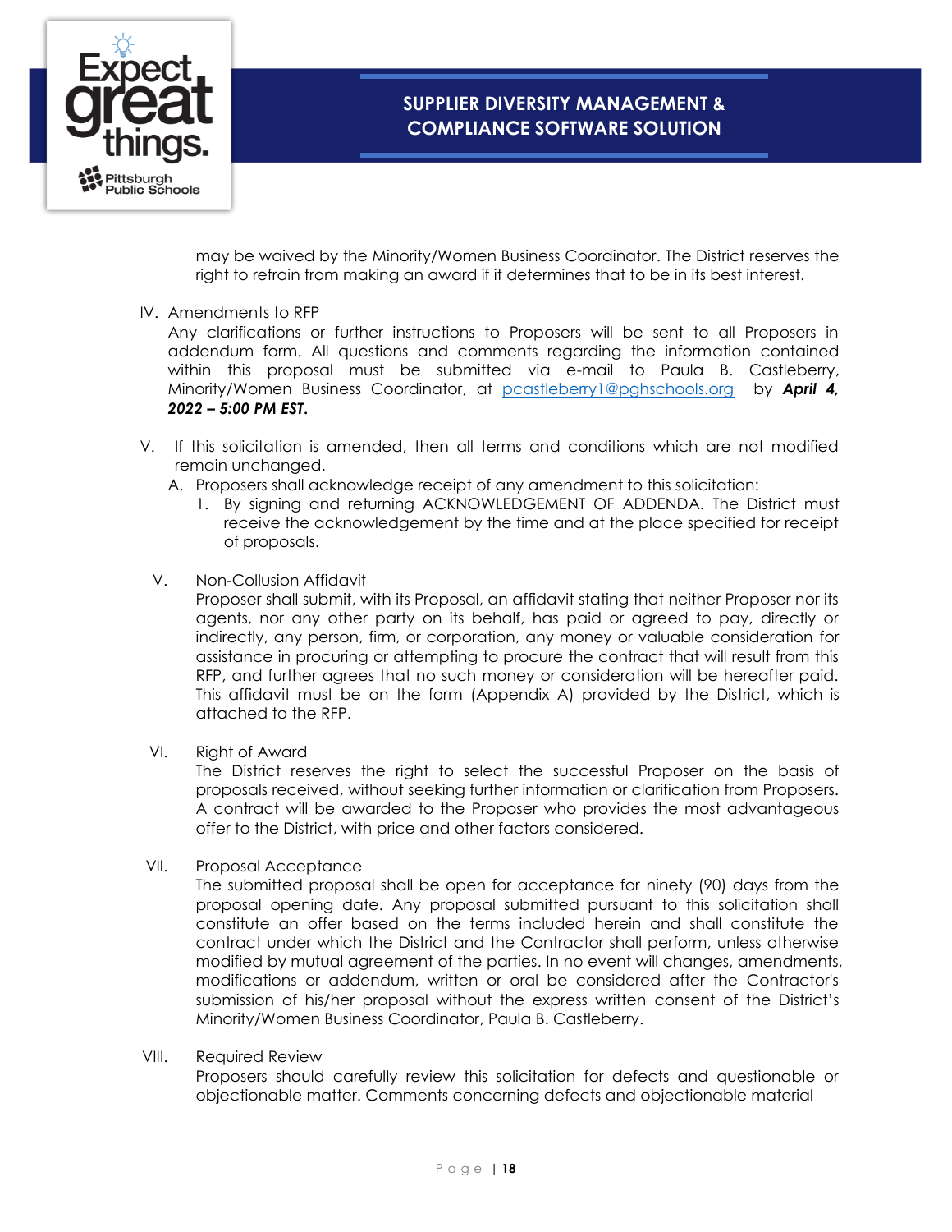may be waived by the Minority/Women Business Coordinator. The District reserves the right to refrain from making an award if it determines that to be in its best interest.

IV. Amendments to RFP

Any clarifications or further instructions to Proposers will be sent to all Proposers in addendum form. All questions and comments regarding the information contained within this proposal must be submitted via e-mail to Paula B. Castleberry, Minority/Women Business Coordinator, at pcastleberry1@pghschools.org by ***April 4, 2022 – 5:00 PM EST.***

V. If this solicitation is amended, then all terms and conditions which are not modified remain unchanged.

A. Proposers shall acknowledge receipt of any amendment to this solicitation:

1. By signing and returning ACKNOWLEDGEMENT OF ADDENDA. The District must receive the acknowledgement by the time and at the place specified for receipt of proposals.

V. Non-Collusion Affidavit

Proposer shall submit, with its Proposal, an affidavit stating that neither Proposer nor its agents, nor any other party on its behalf, has paid or agreed to pay, directly or indirectly, any person, firm, or corporation, any money or valuable consideration for assistance in procuring or attempting to procure the contract that will result from this RFP, and further agrees that no such money or consideration will be hereafter paid. This affidavit must be on the form (Appendix A) provided by the District, which is attached to the RFP.

VI. Right of Award

The District reserves the right to select the successful Proposer on the basis of proposals received, without seeking further information or clarification from Proposers. A contract will be awarded to the Proposer who provides the most advantageous offer to the District, with price and other factors considered.

VII. Proposal Acceptance

The submitted proposal shall be open for acceptance for ninety (90) days from the proposal opening date. Any proposal submitted pursuant to this solicitation shall constitute an offer based on the terms included herein and shall constitute the contract under which the District and the Contractor shall perform, unless otherwise modified by mutual agreement of the parties. In no event will changes, amendments, modifications or addendum, written or oral be considered after the Contractor's submission of his/her proposal without the express written consent of the District's Minority/Women Business Coordinator, Paula B. Castleberry.

VIII. Required Review

Proposers should carefully review this solicitation for defects and questionable or objectionable matter. Comments concerning defects and objectionable material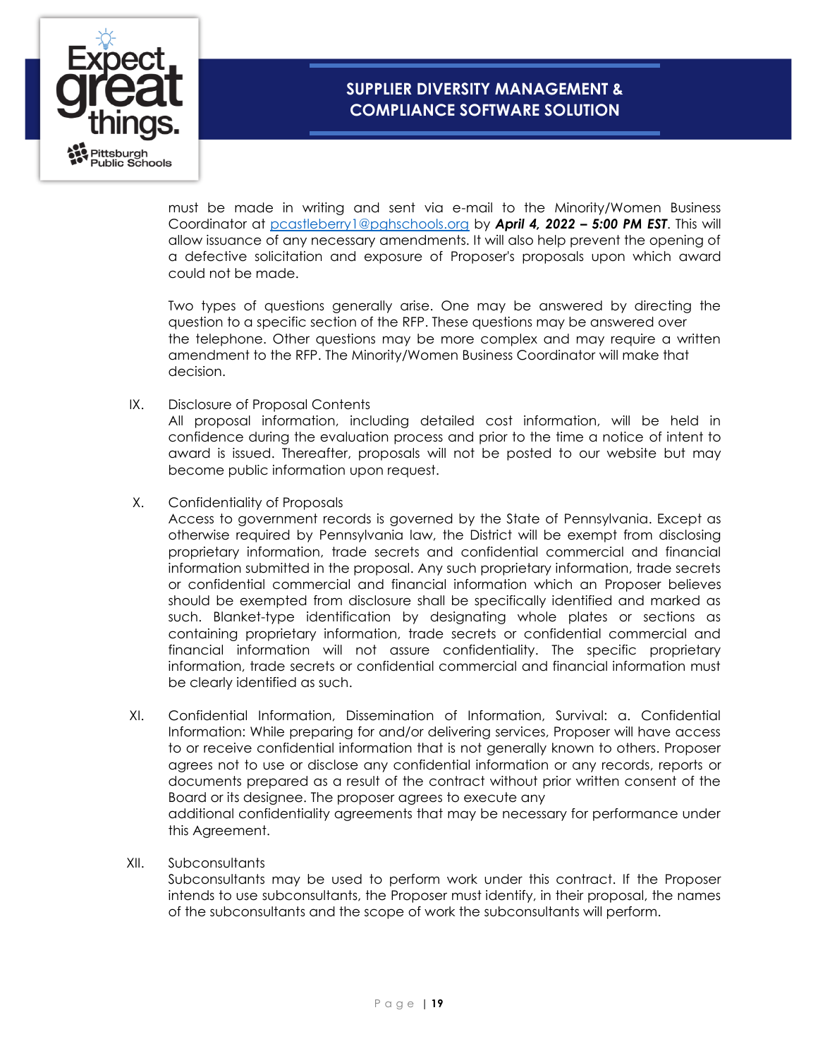must be made in writing and sent via e-mail to the Minority/Women Business Coordinator at pcastleberry1@pghschools.org by ***April 4, 2022 – 5:00 PM EST***. This will allow issuance of any necessary amendments. It will also help prevent the opening of a defective solicitation and exposure of Proposer's proposals upon which award could not be made.

Two types of questions generally arise. One may be answered by directing the question to a specific section of the RFP. These questions may be answered over the telephone. Other questions may be more complex and may require a written amendment to the RFP. The Minority/Women Business Coordinator will make that decision.

IX. Disclosure of Proposal Contents

All proposal information, including detailed cost information, will be held in confidence during the evaluation process and prior to the time a notice of intent to award is issued. Thereafter, proposals will not be posted to our website but may become public information upon request.

X. Confidentiality of Proposals

Access to government records is governed by the State of Pennsylvania. Except as otherwise required by Pennsylvania law, the District will be exempt from disclosing proprietary information, trade secrets and confidential commercial and financial information submitted in the proposal. Any such proprietary information, trade secrets or confidential commercial and financial information which an Proposer believes should be exempted from disclosure shall be specifically identified and marked as such. Blanket-type identification by designating whole plates or sections as containing proprietary information, trade secrets or confidential commercial and financial information will not assure confidentiality. The specific proprietary information, trade secrets or confidential commercial and financial information must be clearly identified as such.

XI. Confidential Information, Dissemination of Information, Survival: a. Confidential Information: While preparing for and/or delivering services, Proposer will have access to or receive confidential information that is not generally known to others. Proposer agrees not to use or disclose any confidential information or any records, reports or documents prepared as a result of the contract without prior written consent of the Board or its designee. The proposer agrees to execute any additional confidentiality agreements that may be necessary for performance under this Agreement.

XII. Subconsultants

Subconsultants may be used to perform work under this contract. If the Proposer intends to use subconsultants, the Proposer must identify, in their proposal, the names of the subconsultants and the scope of work the subconsultants will perform.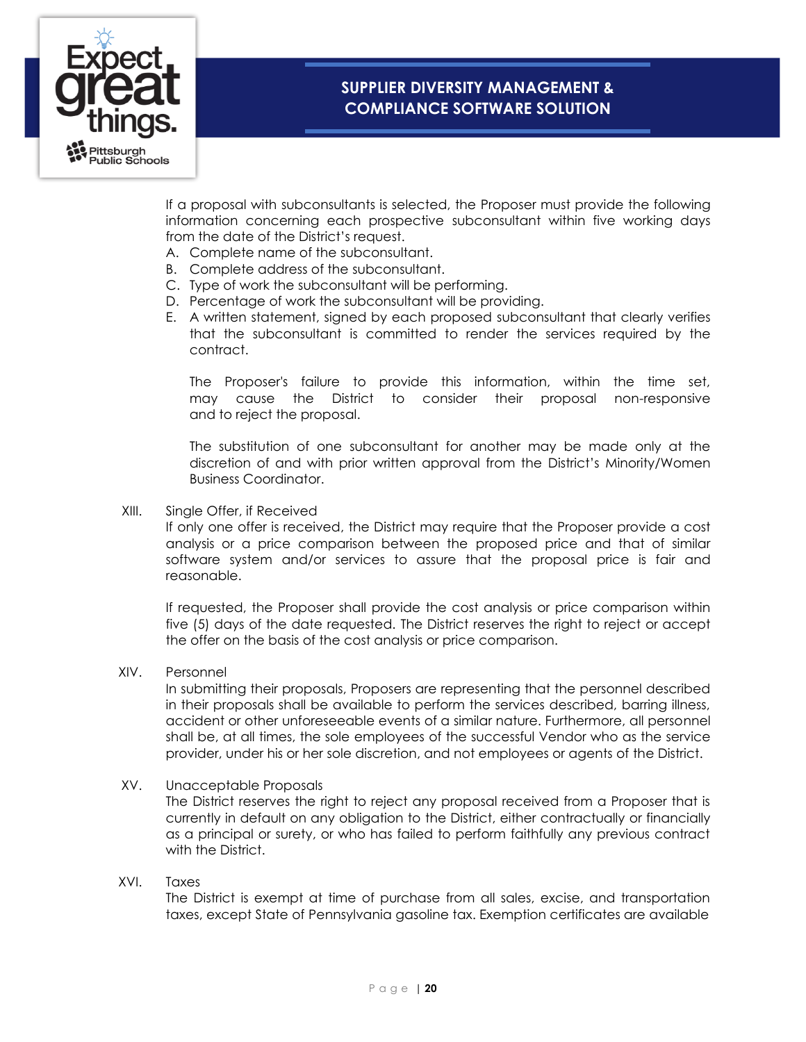If a proposal with subconsultants is selected, the Proposer must provide the following information concerning each prospective subconsultant within five working days from the date of the District's request.

A. Complete name of the subconsultant.
B. Complete address of the subconsultant.
C. Type of work the subconsultant will be performing.
D. Percentage of work the subconsultant will be providing.
E. A written statement, signed by each proposed subconsultant that clearly verifies that the subconsultant is committed to render the services required by the contract.

   The Proposer's failure to provide this information, within the time set, may cause the District to consider their proposal non-responsive and to reject the proposal.

   The substitution of one subconsultant for another may be made only at the discretion of and with prior written approval from the District's Minority/Women Business Coordinator.

XIII. Single Offer, if Received

If only one offer is received, the District may require that the Proposer provide a cost analysis or a price comparison between the proposed price and that of similar software system and/or services to assure that the proposal price is fair and reasonable.

If requested, the Proposer shall provide the cost analysis or price comparison within five (5) days of the date requested. The District reserves the right to reject or accept the offer on the basis of the cost analysis or price comparison.

XIV. Personnel

In submitting their proposals, Proposers are representing that the personnel described in their proposals shall be available to perform the services described, barring illness, accident or other unforeseeable events of a similar nature. Furthermore, all personnel shall be, at all times, the sole employees of the successful Vendor who as the service provider, under his or her sole discretion, and not employees or agents of the District.

XV. Unacceptable Proposals

The District reserves the right to reject any proposal received from a Proposer that is currently in default on any obligation to the District, either contractually or financially as a principal or surety, or who has failed to perform faithfully any previous contract with the District.

XVI. Taxes

The District is exempt at time of purchase from all sales, excise, and transportation taxes, except State of Pennsylvania gasoline tax. Exemption certificates are available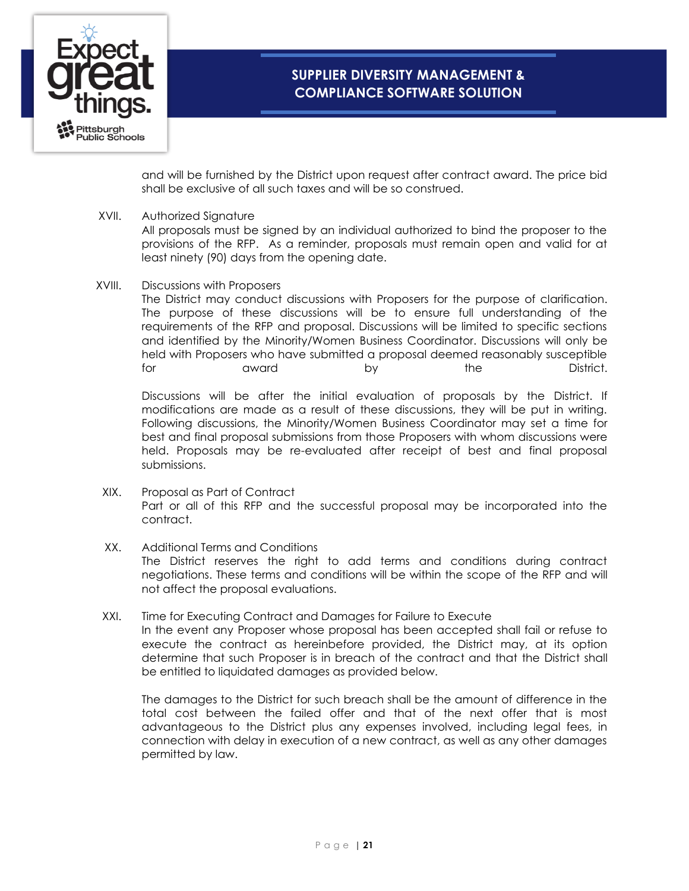and will be furnished by the District upon request after contract award. The price bid shall be exclusive of all such taxes and will be so construed.

XVII. Authorized Signature

All proposals must be signed by an individual authorized to bind the proposer to the provisions of the RFP. As a reminder, proposals must remain open and valid for at least ninety (90) days from the opening date.

XVIII. Discussions with Proposers

The District may conduct discussions with Proposers for the purpose of clarification. The purpose of these discussions will be to ensure full understanding of the requirements of the RFP and proposal. Discussions will be limited to specific sections and identified by the Minority/Women Business Coordinator. Discussions will only be held with Proposers who have submitted a proposal deemed reasonably susceptible for award by the District.

Discussions will be after the initial evaluation of proposals by the District. If modifications are made as a result of these discussions, they will be put in writing. Following discussions, the Minority/Women Business Coordinator may set a time for best and final proposal submissions from those Proposers with whom discussions were held. Proposals may be re-evaluated after receipt of best and final proposal submissions.

XIX. Proposal as Part of Contract

Part or all of this RFP and the successful proposal may be incorporated into the contract.

XX. Additional Terms and Conditions

The District reserves the right to add terms and conditions during contract negotiations. These terms and conditions will be within the scope of the RFP and will not affect the proposal evaluations.

XXI. Time for Executing Contract and Damages for Failure to Execute

In the event any Proposer whose proposal has been accepted shall fail or refuse to execute the contract as hereinbefore provided, the District may, at its option determine that such Proposer is in breach of the contract and that the District shall be entitled to liquidated damages as provided below.

The damages to the District for such breach shall be the amount of difference in the total cost between the failed offer and that of the next offer that is most advantageous to the District plus any expenses involved, including legal fees, in connection with delay in execution of a new contract, as well as any other damages permitted by law.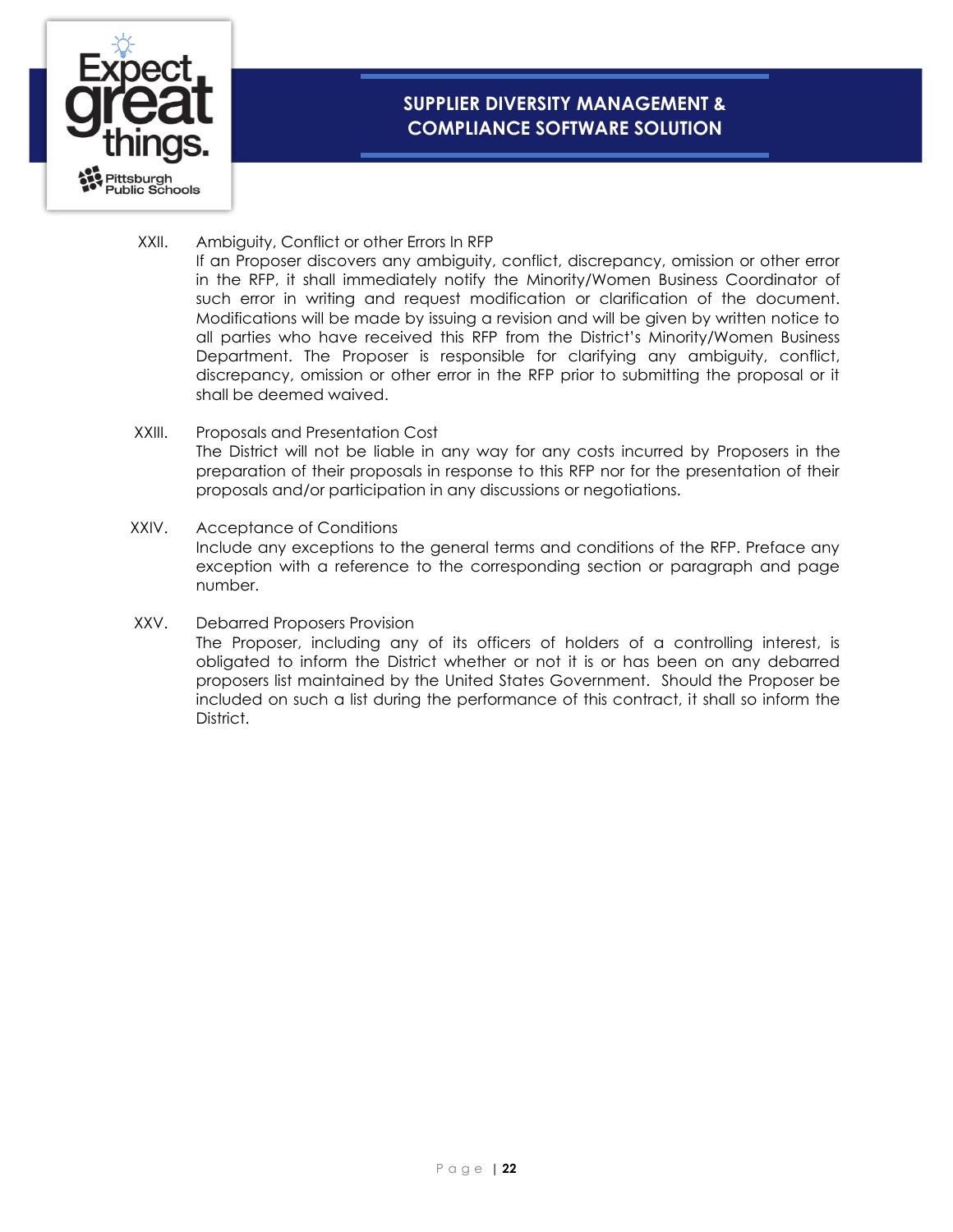XXII. Ambiguity, Conflict or other Errors In RFP

If an Proposer discovers any ambiguity, conflict, discrepancy, omission or other error in the RFP, it shall immediately notify the Minority/Women Business Coordinator of such error in writing and request modification or clarification of the document. Modifications will be made by issuing a revision and will be given by written notice to all parties who have received this RFP from the District's Minority/Women Business Department. The Proposer is responsible for clarifying any ambiguity, conflict, discrepancy, omission or other error in the RFP prior to submitting the proposal or it shall be deemed waived.

XXIII. Proposals and Presentation Cost

The District will not be liable in any way for any costs incurred by Proposers in the preparation of their proposals in response to this RFP nor for the presentation of their proposals and/or participation in any discussions or negotiations.

XXIV. Acceptance of Conditions

Include any exceptions to the general terms and conditions of the RFP. Preface any exception with a reference to the corresponding section or paragraph and page number.

XXV. Debarred Proposers Provision

The Proposer, including any of its officers of holders of a controlling interest, is obligated to inform the District whether or not it is or has been on any debarred proposers list maintained by the United States Government. Should the Proposer be included on such a list during the performance of this contract, it shall so inform the District.